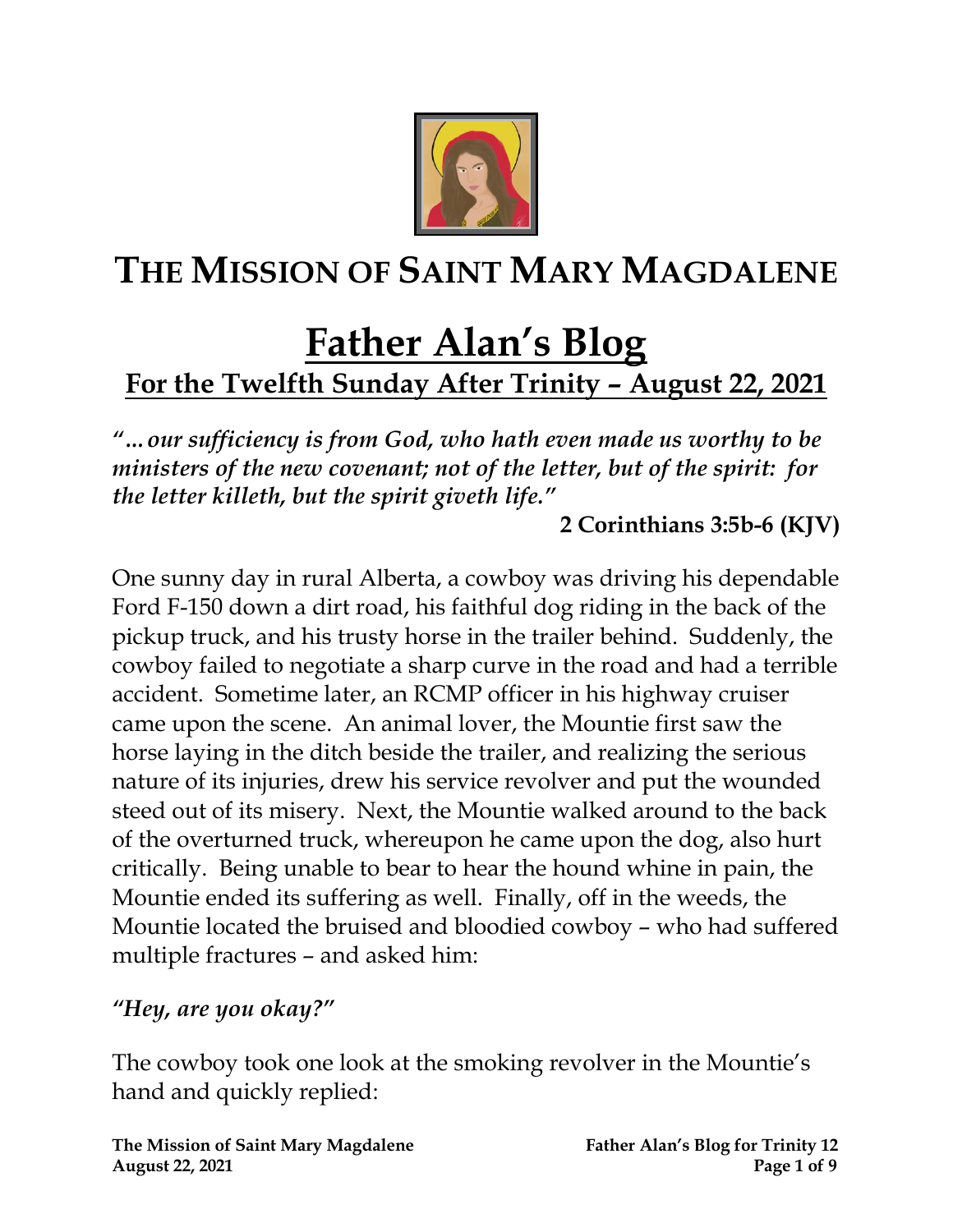# The Mission of Saint Mary Magdalene

## Father Alan's Blog

### For the Twelfth Sunday After Trinity – August 22, 2021

***"...our sufficiency is from God, who hath even made us worthy to be ministers of the new covenant; not of the letter, but of the spirit: for the letter killeth, but the spirit giveth life."***

**2 Corinthians 3:5b-6 (KJV)**

One sunny day in rural Alberta, a cowboy was driving his dependable Ford F-150 down a dirt road, his faithful dog riding in the back of the pickup truck, and his trusty horse in the trailer behind. Suddenly, the cowboy failed to negotiate a sharp curve in the road and had a terrible accident. Sometime later, an RCMP officer in his highway cruiser came upon the scene. An animal lover, the Mountie first saw the horse laying in the ditch beside the trailer, and realizing the serious nature of its injuries, drew his service revolver and put the wounded steed out of its misery. Next, the Mountie walked around to the back of the overturned truck, whereupon he came upon the dog, also hurt critically. Being unable to bear to hear the hound whine in pain, the Mountie ended its suffering as well. Finally, off in the weeds, the Mountie located the bruised and bloodied cowboy – who had suffered multiple fractures – and asked him:

*"Hey, are you okay?"*

The cowboy took one look at the smoking revolver in the Mountie's hand and quickly replied: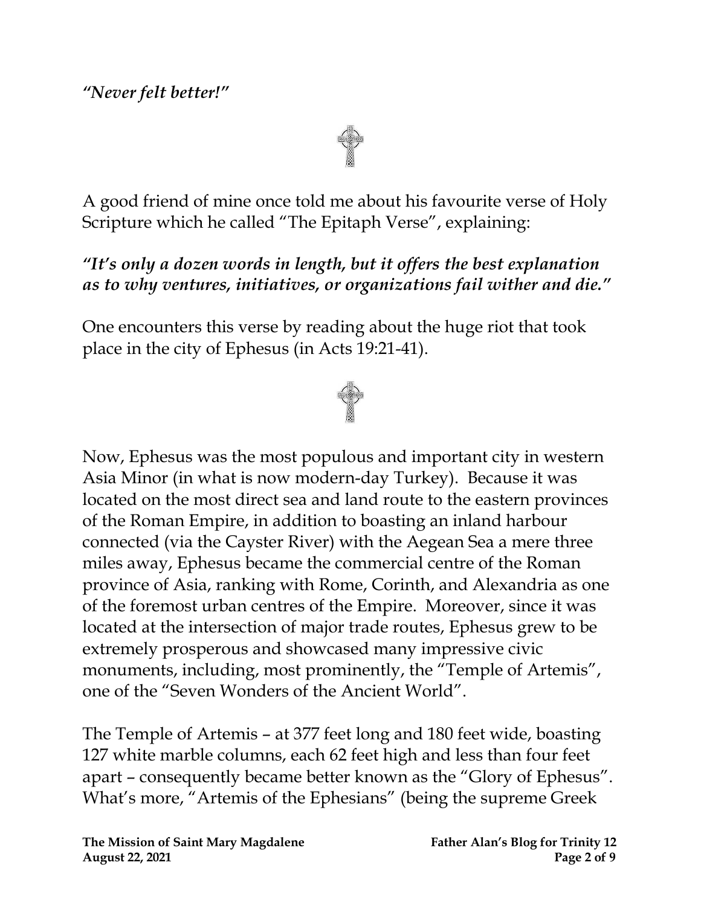*"Never felt better!"*

A good friend of mine once told me about his favourite verse of Holy Scripture which he called "The Epitaph Verse", explaining:

***"It's only a dozen words in length, but it offers the best explanation as to why ventures, initiatives, or organizations fail wither and die."***

One encounters this verse by reading about the huge riot that took place in the city of Ephesus (in Acts 19:21-41).

Now, Ephesus was the most populous and important city in western Asia Minor (in what is now modern-day Turkey). Because it was located on the most direct sea and land route to the eastern provinces of the Roman Empire, in addition to boasting an inland harbour connected (via the Cayster River) with the Aegean Sea a mere three miles away, Ephesus became the commercial centre of the Roman province of Asia, ranking with Rome, Corinth, and Alexandria as one of the foremost urban centres of the Empire. Moreover, since it was located at the intersection of major trade routes, Ephesus grew to be extremely prosperous and showcased many impressive civic monuments, including, most prominently, the "Temple of Artemis", one of the "Seven Wonders of the Ancient World".

The Temple of Artemis – at 377 feet long and 180 feet wide, boasting 127 white marble columns, each 62 feet high and less than four feet apart – consequently became better known as the "Glory of Ephesus". What's more, "Artemis of the Ephesians" (being the supreme Greek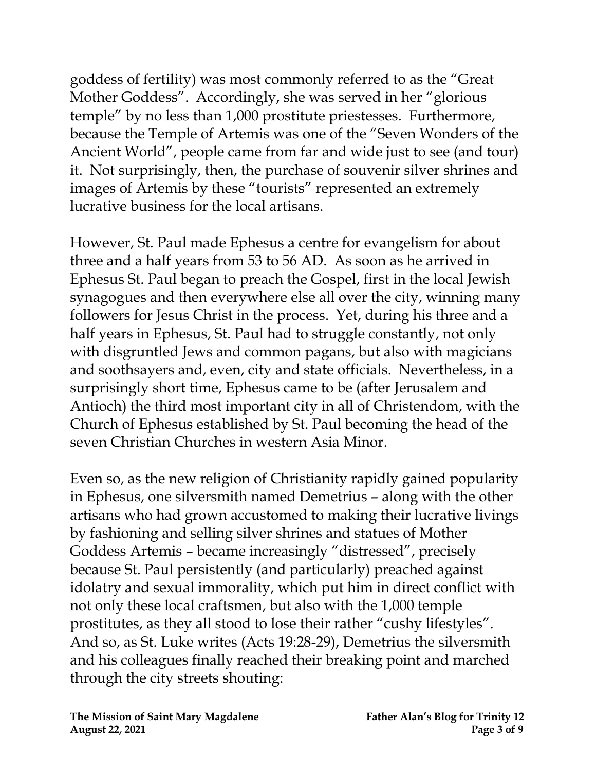goddess of fertility) was most commonly referred to as the "Great Mother Goddess". Accordingly, she was served in her "glorious temple" by no less than 1,000 prostitute priestesses. Furthermore, because the Temple of Artemis was one of the "Seven Wonders of the Ancient World", people came from far and wide just to see (and tour) it. Not surprisingly, then, the purchase of souvenir silver shrines and images of Artemis by these "tourists" represented an extremely lucrative business for the local artisans.

However, St. Paul made Ephesus a centre for evangelism for about three and a half years from 53 to 56 AD. As soon as he arrived in Ephesus St. Paul began to preach the Gospel, first in the local Jewish synagogues and then everywhere else all over the city, winning many followers for Jesus Christ in the process. Yet, during his three and a half years in Ephesus, St. Paul had to struggle constantly, not only with disgruntled Jews and common pagans, but also with magicians and soothsayers and, even, city and state officials. Nevertheless, in a surprisingly short time, Ephesus came to be (after Jerusalem and Antioch) the third most important city in all of Christendom, with the Church of Ephesus established by St. Paul becoming the head of the seven Christian Churches in western Asia Minor.

Even so, as the new religion of Christianity rapidly gained popularity in Ephesus, one silversmith named Demetrius – along with the other artisans who had grown accustomed to making their lucrative livings by fashioning and selling silver shrines and statues of Mother Goddess Artemis – became increasingly "distressed", precisely because St. Paul persistently (and particularly) preached against idolatry and sexual immorality, which put him in direct conflict with not only these local craftsmen, but also with the 1,000 temple prostitutes, as they all stood to lose their rather "cushy lifestyles". And so, as St. Luke writes (Acts 19:28-29), Demetrius the silversmith and his colleagues finally reached their breaking point and marched through the city streets shouting: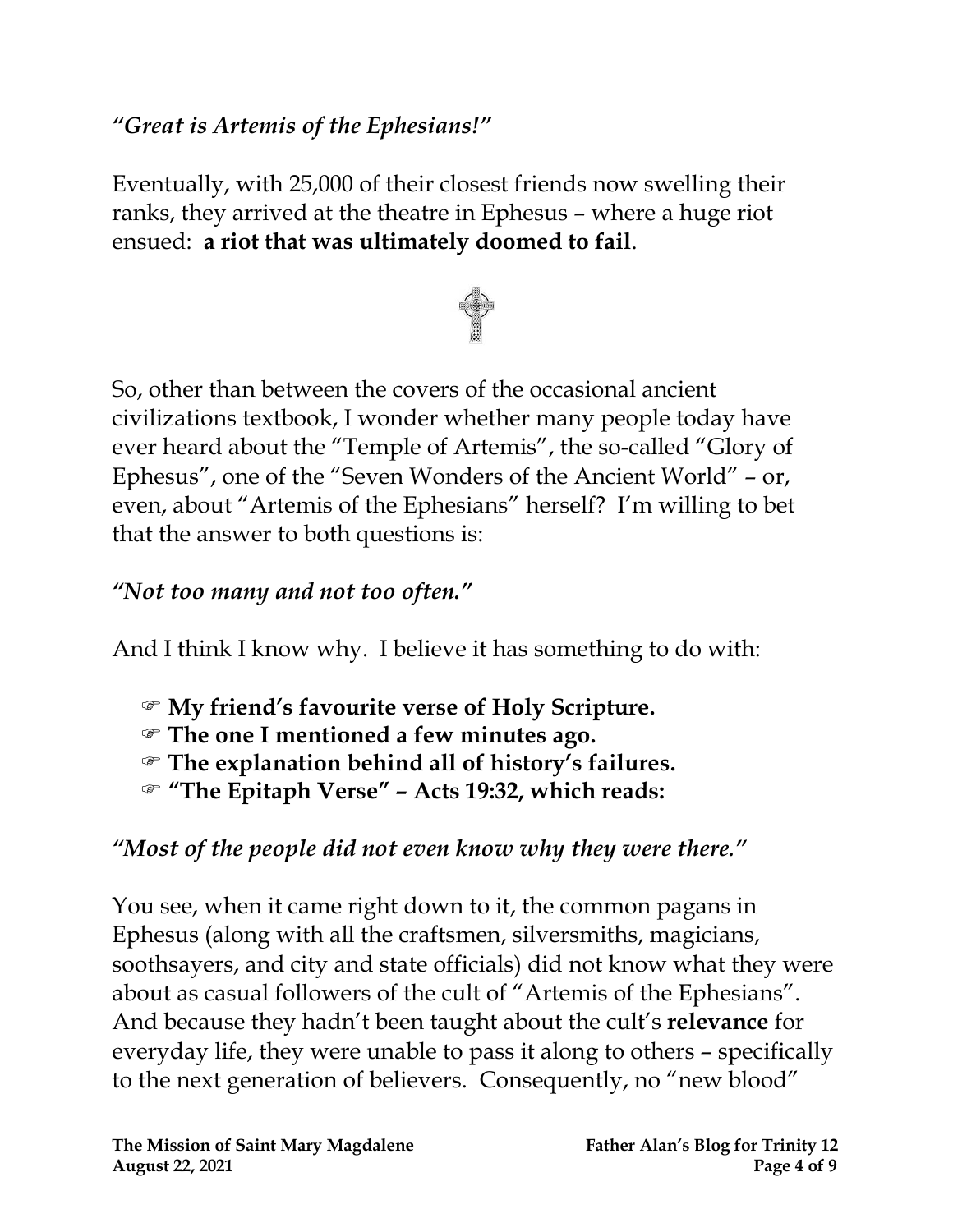*"Great is Artemis of the Ephesians!"*

Eventually, with 25,000 of their closest friends now swelling their ranks, they arrived at the theatre in Ephesus – where a huge riot ensued: **a riot that was ultimately doomed to fail**.

So, other than between the covers of the occasional ancient civilizations textbook, I wonder whether many people today have ever heard about the "Temple of Artemis", the so-called "Glory of Ephesus", one of the "Seven Wonders of the Ancient World" – or, even, about "Artemis of the Ephesians" herself? I'm willing to bet that the answer to both questions is:

*"Not too many and not too often."*

And I think I know why. I believe it has something to do with:

- ☞ **My friend's favourite verse of Holy Scripture.**
- ☞ **The one I mentioned a few minutes ago.**
- ☞ **The explanation behind all of history's failures.**
- ☞ **"The Epitaph Verse" – Acts 19:32, which reads:**

*"Most of the people did not even know why they were there."*

You see, when it came right down to it, the common pagans in Ephesus (along with all the craftsmen, silversmiths, magicians, soothsayers, and city and state officials) did not know what they were about as casual followers of the cult of "Artemis of the Ephesians". And because they hadn't been taught about the cult's **relevance** for everyday life, they were unable to pass it along to others – specifically to the next generation of believers. Consequently, no "new blood"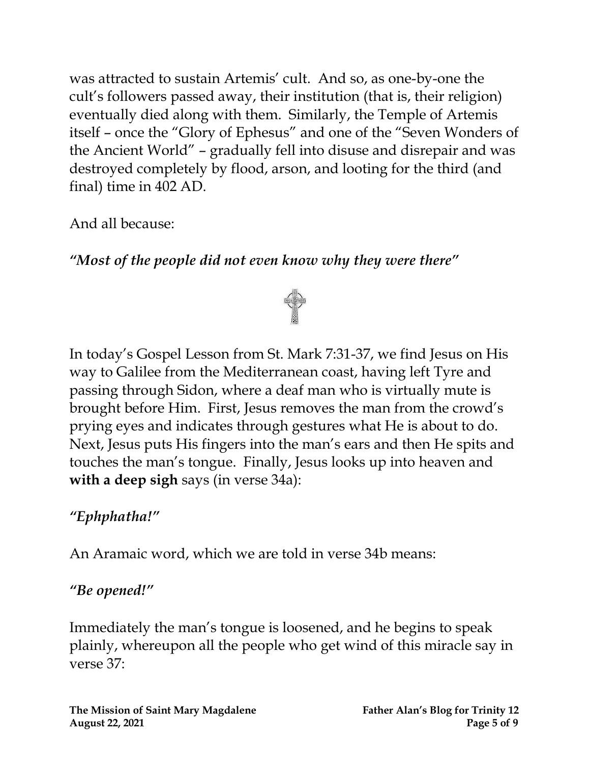was attracted to sustain Artemis' cult. And so, as one-by-one the cult's followers passed away, their institution (that is, their religion) eventually died along with them. Similarly, the Temple of Artemis itself – once the "Glory of Ephesus" and one of the "Seven Wonders of the Ancient World" – gradually fell into disuse and disrepair and was destroyed completely by flood, arson, and looting for the third (and final) time in 402 AD.

And all because:

***"Most of the people did not even know why they were there"***

In today's Gospel Lesson from St. Mark 7:31-37, we find Jesus on His way to Galilee from the Mediterranean coast, having left Tyre and passing through Sidon, where a deaf man who is virtually mute is brought before Him. First, Jesus removes the man from the crowd's prying eyes and indicates through gestures what He is about to do. Next, Jesus puts His fingers into the man's ears and then He spits and touches the man's tongue. Finally, Jesus looks up into heaven and **with a deep sigh** says (in verse 34a):

***"Ephphatha!"***

An Aramaic word, which we are told in verse 34b means:

***"Be opened!"***

Immediately the man's tongue is loosened, and he begins to speak plainly, whereupon all the people who get wind of this miracle say in verse 37: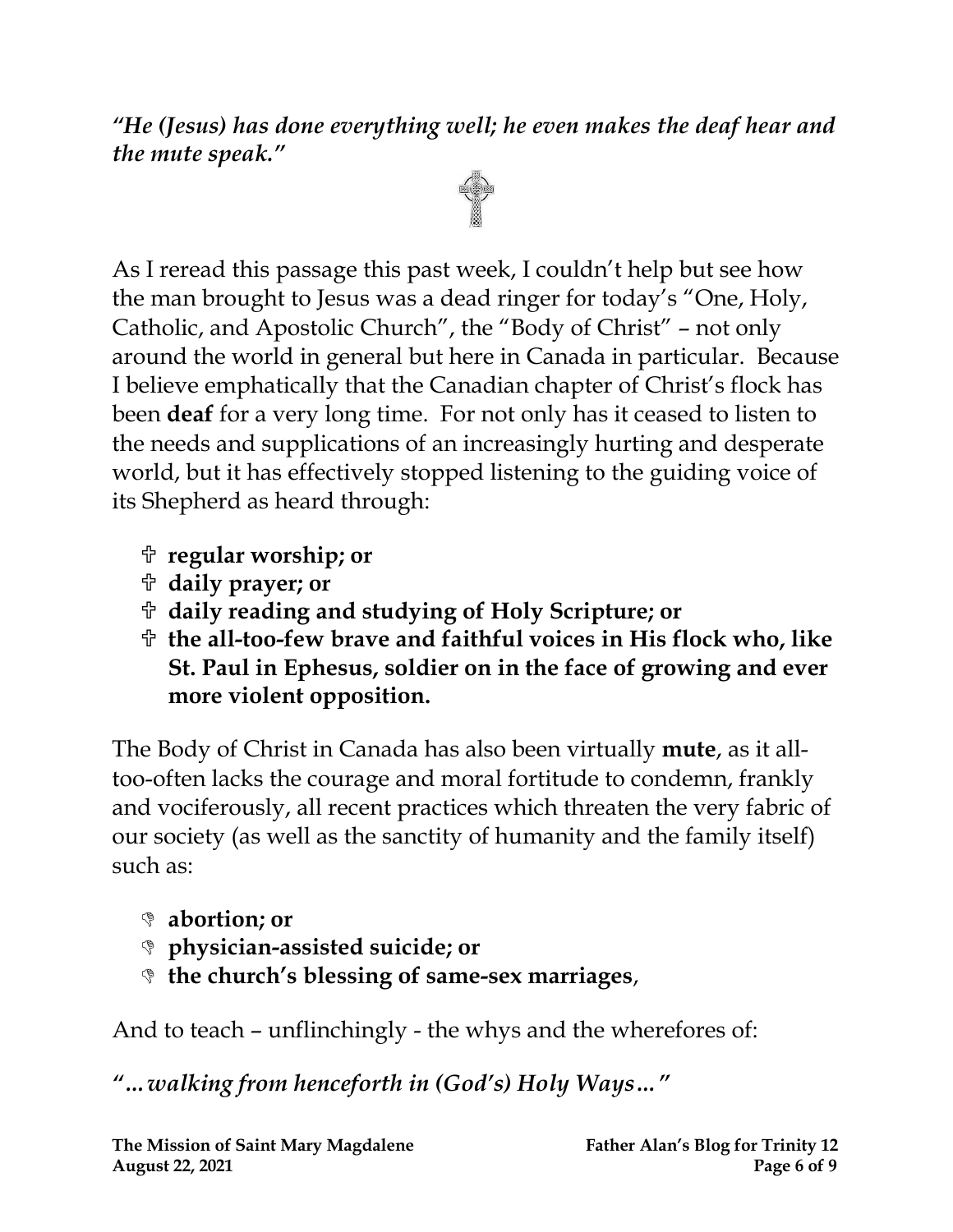***"He (Jesus) has done everything well; he even makes the deaf hear and the mute speak."***

As I reread this passage this past week, I couldn't help but see how the man brought to Jesus was a dead ringer for today's "One, Holy, Catholic, and Apostolic Church", the "Body of Christ" – not only around the world in general but here in Canada in particular. Because I believe emphatically that the Canadian chapter of Christ's flock has been **deaf** for a very long time. For not only has it ceased to listen to the needs and supplications of an increasingly hurting and desperate world, but it has effectively stopped listening to the guiding voice of its Shepherd as heard through:

- **regular worship; or**
- **daily prayer; or**
- **daily reading and studying of Holy Scripture; or**
- **the all-too-few brave and faithful voices in His flock who, like St. Paul in Ephesus, soldier on in the face of growing and ever more violent opposition.**

The Body of Christ in Canada has also been virtually **mute**, as it all-too-often lacks the courage and moral fortitude to condemn, frankly and vociferously, all recent practices which threaten the very fabric of our society (as well as the sanctity of humanity and the family itself) such as:

- **abortion; or**
- **physician-assisted suicide; or**
- **the church's blessing of same-sex marriages**,

And to teach – unflinchingly - the whys and the wherefores of:

***"…walking from henceforth in (God's) Holy Ways…"***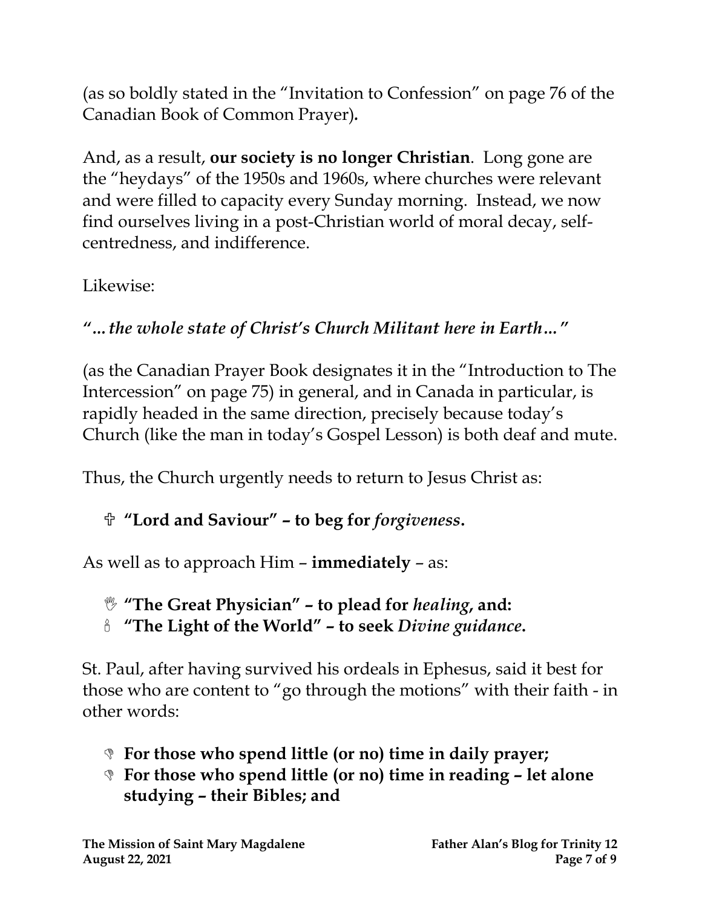(as so boldly stated in the "Invitation to Confession" on page 76 of the Canadian Book of Common Prayer)**.**

And, as a result, **our society is no longer Christian**. Long gone are the "heydays" of the 1950s and 1960s, where churches were relevant and were filled to capacity every Sunday morning. Instead, we now find ourselves living in a post-Christian world of moral decay, self-centredness, and indifference.

Likewise:

***"…the whole state of Christ's Church Militant here in Earth…"***

(as the Canadian Prayer Book designates it in the "Introduction to The Intercession" on page 75) in general, and in Canada in particular, is rapidly headed in the same direction, precisely because today's Church (like the man in today's Gospel Lesson) is both deaf and mute.

Thus, the Church urgently needs to return to Jesus Christ as:

- **"Lord and Saviour" – to beg for *forgiveness*.**

As well as to approach Him – **immediately** – as:

- **"The Great Physician" – to plead for *healing*, and:**
- **"The Light of the World" – to seek *Divine guidance*.**

St. Paul, after having survived his ordeals in Ephesus, said it best for those who are content to "go through the motions" with their faith - in other words:

- **For those who spend little (or no) time in daily prayer;**
- **For those who spend little (or no) time in reading – let alone studying – their Bibles; and**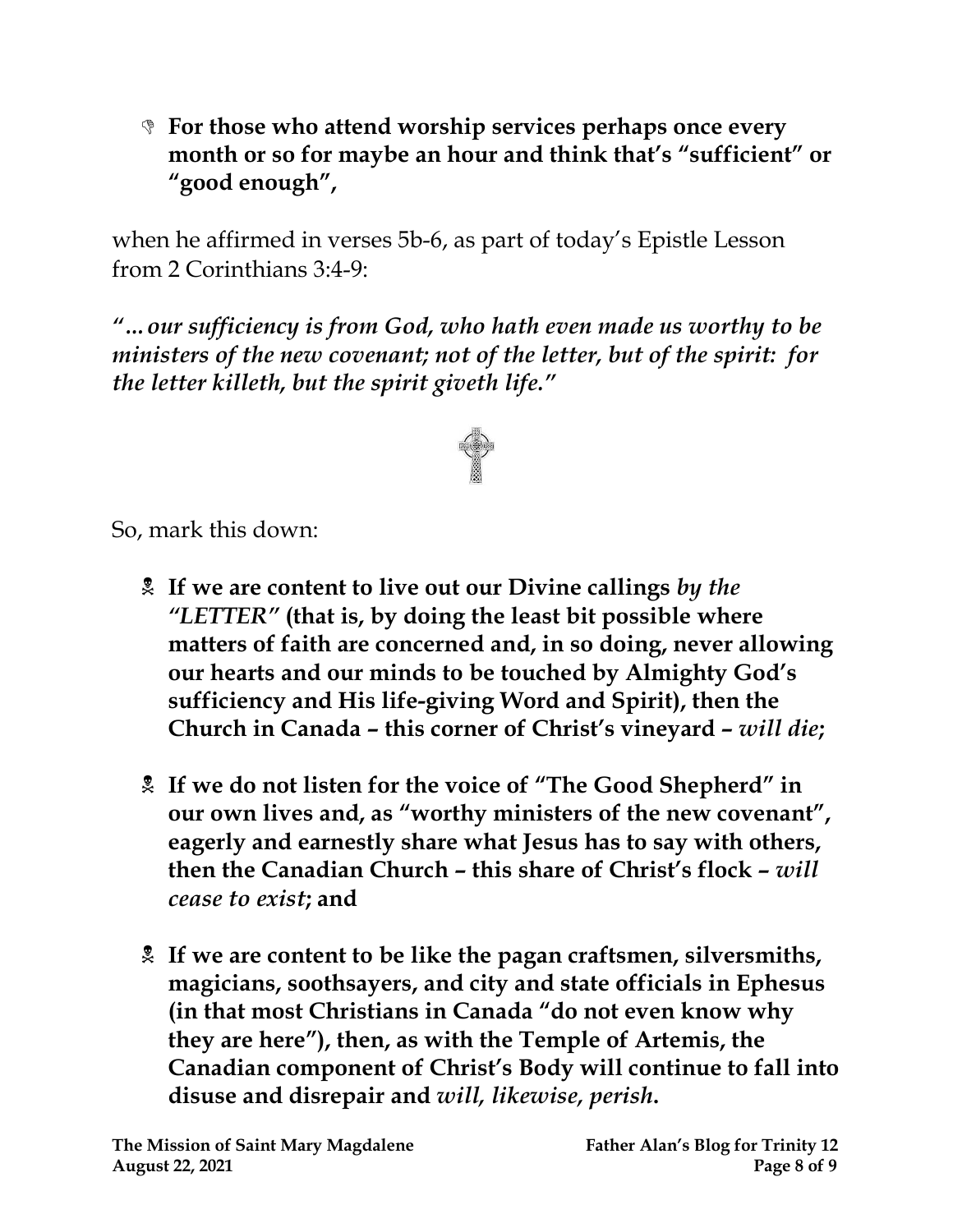- **For those who attend worship services perhaps once every month or so for maybe an hour and think that's "sufficient" or "good enough",**

when he affirmed in verses 5b-6, as part of today's Epistle Lesson from 2 Corinthians 3:4-9:

***"... our sufficiency is from God, who hath even made us worthy to be ministers of the new covenant; not of the letter, but of the spirit: for the letter killeth, but the spirit giveth life."***

So, mark this down:

- **If we are content to live out our Divine callings *by the "LETTER"* (that is, by doing the least bit possible where matters of faith are concerned and, in so doing, never allowing our hearts and our minds to be touched by Almighty God's sufficiency and His life-giving Word and Spirit), then the Church in Canada – this corner of Christ's vineyard – *will die*;**

- **If we do not listen for the voice of "The Good Shepherd" in our own lives and, as "worthy ministers of the new covenant", eagerly and earnestly share what Jesus has to say with others, then the Canadian Church – this share of Christ's flock – *will cease to exist*; and**

- **If we are content to be like the pagan craftsmen, silversmiths, magicians, soothsayers, and city and state officials in Ephesus (in that most Christians in Canada "do not even know why they are here"), then, as with the Temple of Artemis, the Canadian component of Christ's Body will continue to fall into disuse and disrepair and *will, likewise, perish*.**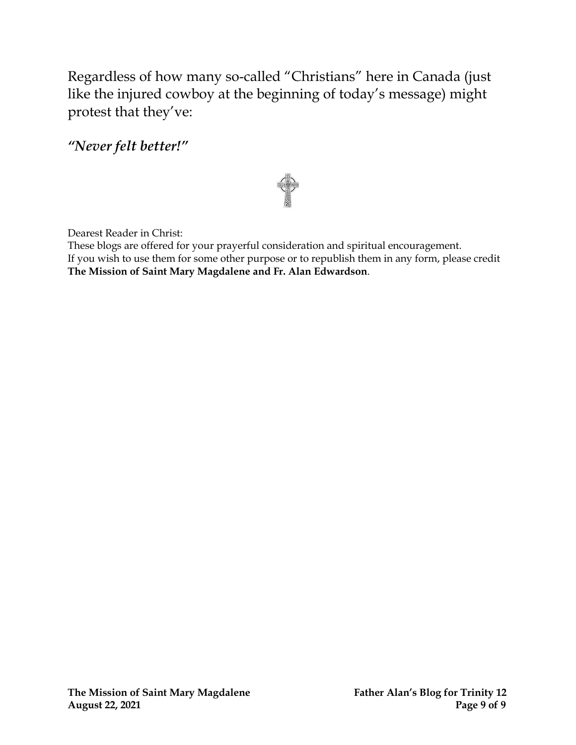Regardless of how many so-called "Christians" here in Canada (just like the injured cowboy at the beginning of today's message) might protest that they've:

***"Never felt better!"***

Dearest Reader in Christ:
These blogs are offered for your prayerful consideration and spiritual encouragement.
If you wish to use them for some other purpose or to republish them in any form, please credit **The Mission of Saint Mary Magdalene and Fr. Alan Edwardson**.